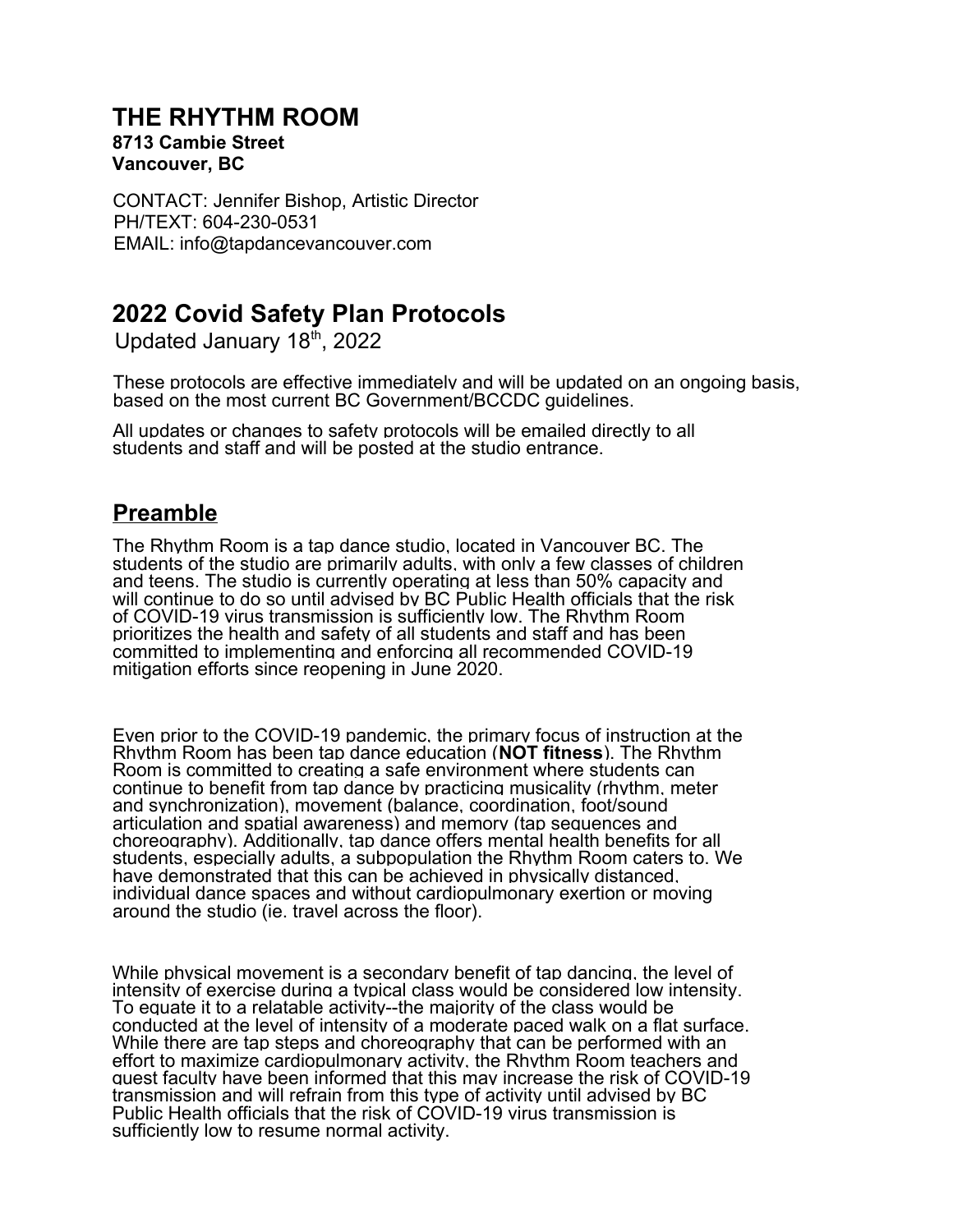# THE RHYTHM ROOM

**8713 Cambie Street**
**Vancouver, BC**

CONTACT: Jennifer Bishop, Artistic Director
PH/TEXT: 604-230-0531
EMAIL: info@tapdancevancouver.com

## 2022 Covid Safety Plan Protocols

Updated January 18th, 2022

These protocols are effective immediately and will be updated on an ongoing basis, based on the most current BC Government/BCCDC guidelines.

All updates or changes to safety protocols will be emailed directly to all students and staff and will be posted at the studio entrance.

## Preamble

The Rhythm Room is a tap dance studio, located in Vancouver BC. The students of the studio are primarily adults, with only a few classes of children and teens. The studio is currently operating at less than 50% capacity and will continue to do so until advised by BC Public Health officials that the risk of COVID-19 virus transmission is sufficiently low. The Rhythm Room prioritizes the health and safety of all students and staff and has been committed to implementing and enforcing all recommended COVID-19 mitigation efforts since reopening in June 2020.

Even prior to the COVID-19 pandemic, the primary focus of instruction at the Rhythm Room has been tap dance education (**NOT fitness**). The Rhythm Room is committed to creating a safe environment where students can continue to benefit from tap dance by practicing musicality (rhythm, meter and synchronization), movement (balance, coordination, foot/sound articulation and spatial awareness) and memory (tap sequences and choreography). Additionally, tap dance offers mental health benefits for all students, especially adults, a subpopulation the Rhythm Room caters to. We have demonstrated that this can be achieved in physically distanced, individual dance spaces and without cardiopulmonary exertion or moving around the studio (ie. travel across the floor).

While physical movement is a secondary benefit of tap dancing, the level of intensity of exercise during a typical class would be considered low intensity. To equate it to a relatable activity--the majority of the class would be conducted at the level of intensity of a moderate paced walk on a flat surface. While there are tap steps and choreography that can be performed with an effort to maximize cardiopulmonary activity, the Rhythm Room teachers and guest faculty have been informed that this may increase the risk of COVID-19 transmission and will refrain from this type of activity until advised by BC Public Health officials that the risk of COVID-19 virus transmission is sufficiently low to resume normal activity.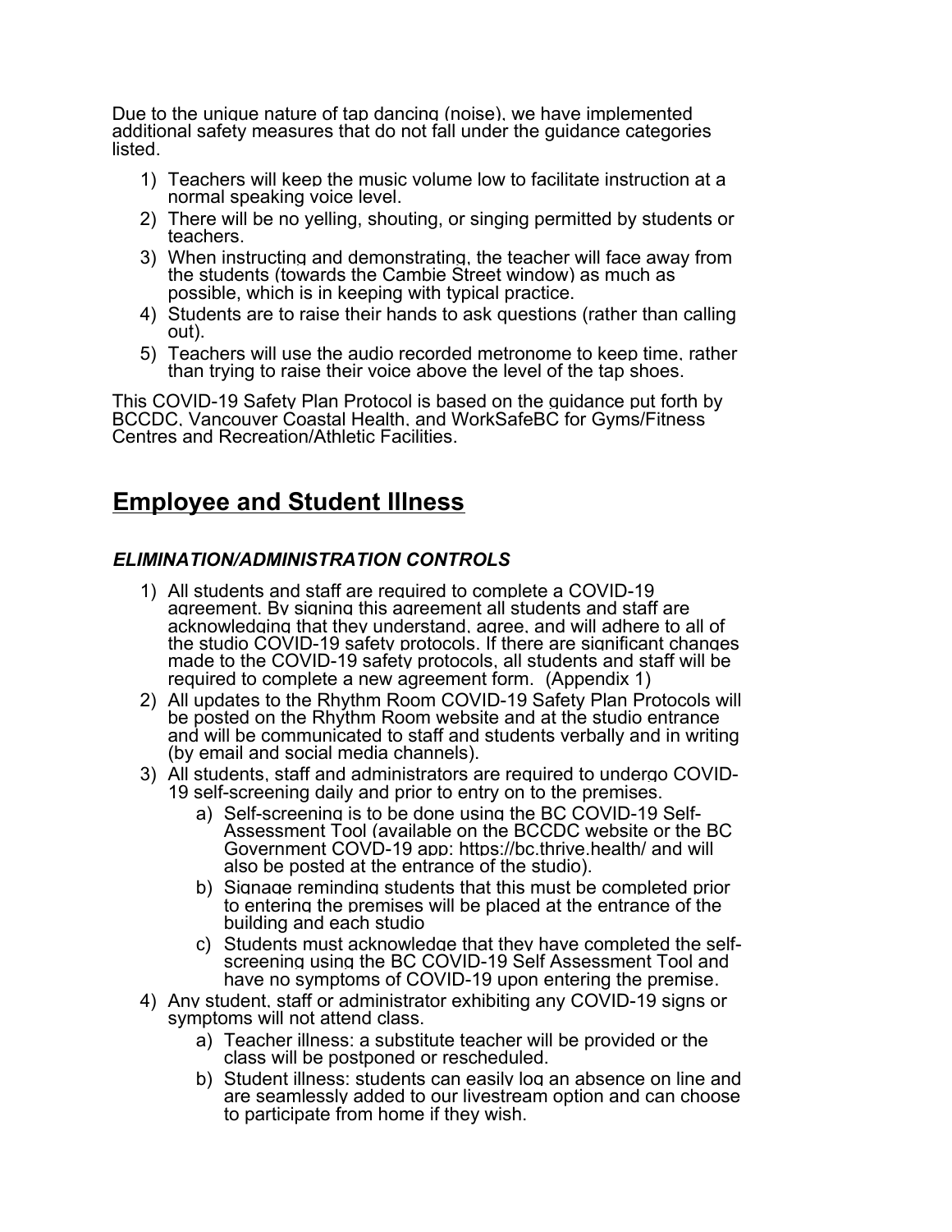Due to the unique nature of tap dancing (noise), we have implemented additional safety measures that do not fall under the guidance categories listed.

1) Teachers will keep the music volume low to facilitate instruction at a normal speaking voice level.
2) There will be no yelling, shouting, or singing permitted by students or teachers.
3) When instructing and demonstrating, the teacher will face away from the students (towards the Cambie Street window) as much as possible, which is in keeping with typical practice.
4) Students are to raise their hands to ask questions (rather than calling out).
5) Teachers will use the audio recorded metronome to keep time, rather than trying to raise their voice above the level of the tap shoes.

This COVID-19 Safety Plan Protocol is based on the guidance put forth by BCCDC, Vancouver Coastal Health, and WorkSafeBC for Gyms/Fitness Centres and Recreation/Athletic Facilities.

## Employee and Student Illness

### *ELIMINATION/ADMINISTRATION CONTROLS*

1) All students and staff are required to complete a COVID-19 agreement. By signing this agreement all students and staff are acknowledging that they understand, agree, and will adhere to all of the studio COVID-19 safety protocols. If there are significant changes made to the COVID-19 safety protocols, all students and staff will be required to complete a new agreement form. (Appendix 1)
2) All updates to the Rhythm Room COVID-19 Safety Plan Protocols will be posted on the Rhythm Room website and at the studio entrance and will be communicated to staff and students verbally and in writing (by email and social media channels).
3) All students, staff and administrators are required to undergo COVID-19 self-screening daily and prior to entry on to the premises.
   a) Self-screening is to be done using the BC COVID-19 Self-Assessment Tool (available on the BCCDC website or the BC Government COVD-19 app: https://bc.thrive.health/ and will also be posted at the entrance of the studio).
   b) Signage reminding students that this must be completed prior to entering the premises will be placed at the entrance of the building and each studio
   c) Students must acknowledge that they have completed the self-screening using the BC COVID-19 Self Assessment Tool and have no symptoms of COVID-19 upon entering the premise.
4) Any student, staff or administrator exhibiting any COVID-19 signs or symptoms will not attend class.
   a) Teacher illness: a substitute teacher will be provided or the class will be postponed or rescheduled.
   b) Student illness: students can easily log an absence on line and are seamlessly added to our livestream option and can choose to participate from home if they wish.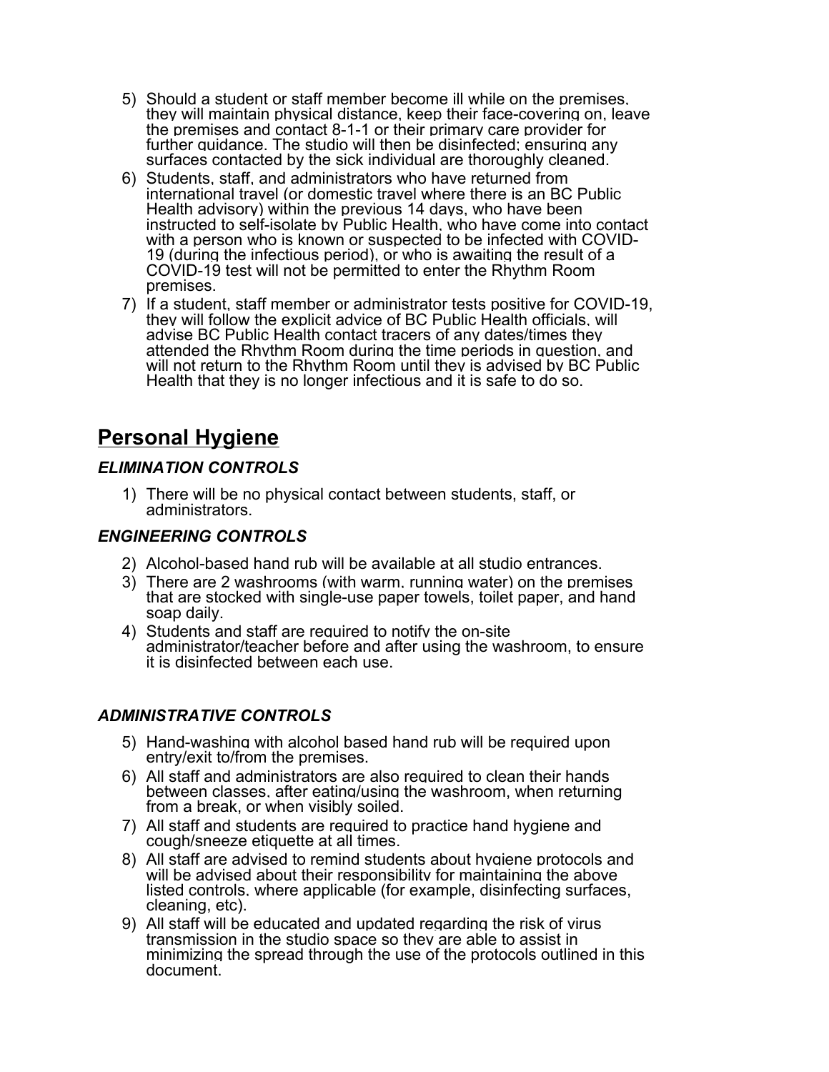5) Should a student or staff member become ill while on the premises, they will maintain physical distance, keep their face-covering on, leave the premises and contact 8-1-1 or their primary care provider for further guidance. The studio will then be disinfected; ensuring any surfaces contacted by the sick individual are thoroughly cleaned.
6) Students, staff, and administrators who have returned from international travel (or domestic travel where there is an BC Public Health advisory) within the previous 14 days, who have been instructed to self-isolate by Public Health, who have come into contact with a person who is known or suspected to be infected with COVID-19 (during the infectious period), or who is awaiting the result of a COVID-19 test will not be permitted to enter the Rhythm Room premises.
7) If a student, staff member or administrator tests positive for COVID-19, they will follow the explicit advice of BC Public Health officials, will advise BC Public Health contact tracers of any dates/times they attended the Rhythm Room during the time periods in question, and will not return to the Rhythm Room until they is advised by BC Public Health that they is no longer infectious and it is safe to do so.

## Personal Hygiene

### *ELIMINATION CONTROLS*

1) There will be no physical contact between students, staff, or administrators.

### *ENGINEERING CONTROLS*

2) Alcohol-based hand rub will be available at all studio entrances.
3) There are 2 washrooms (with warm, running water) on the premises that are stocked with single-use paper towels, toilet paper, and hand soap daily.
4) Students and staff are required to notify the on-site administrator/teacher before and after using the washroom, to ensure it is disinfected between each use.

### *ADMINISTRATIVE CONTROLS*

5) Hand-washing with alcohol based hand rub will be required upon entry/exit to/from the premises.
6) All staff and administrators are also required to clean their hands between classes, after eating/using the washroom, when returning from a break, or when visibly soiled.
7) All staff and students are required to practice hand hygiene and cough/sneeze etiquette at all times.
8) All staff are advised to remind students about hygiene protocols and will be advised about their responsibility for maintaining the above listed controls, where applicable (for example, disinfecting surfaces, cleaning, etc).
9) All staff will be educated and updated regarding the risk of virus transmission in the studio space so they are able to assist in minimizing the spread through the use of the protocols outlined in this document.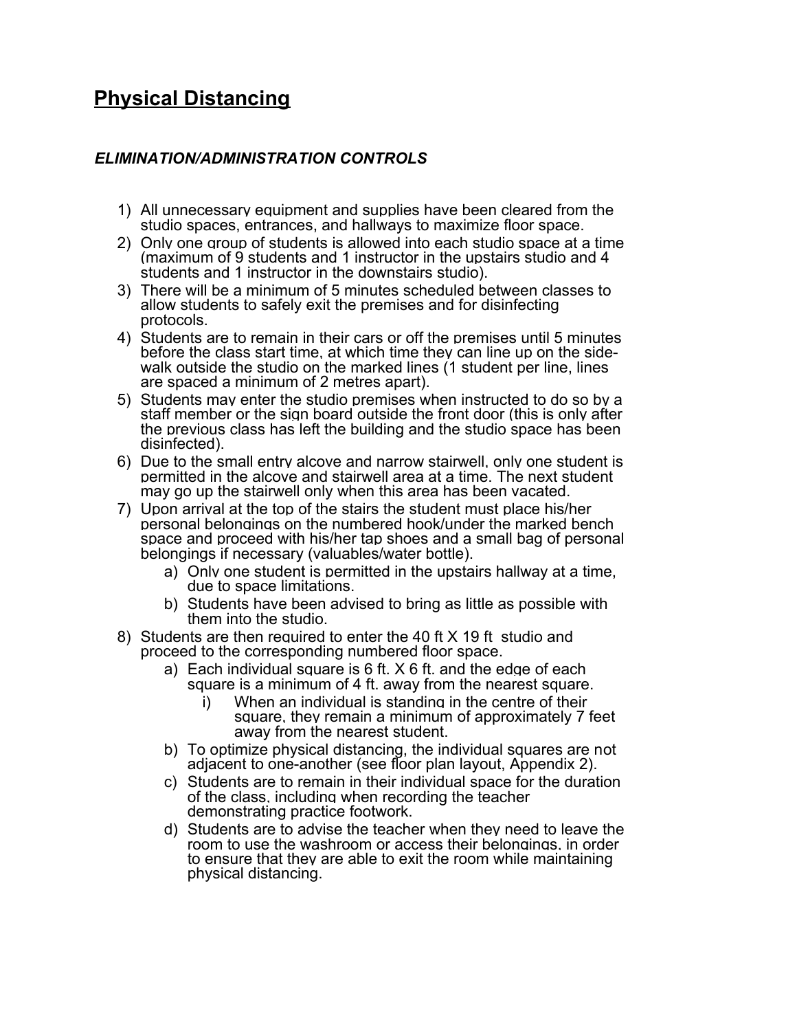## Physical Distancing

### *ELIMINATION/ADMINISTRATION CONTROLS*

1) All unnecessary equipment and supplies have been cleared from the studio spaces, entrances, and hallways to maximize floor space.
2) Only one group of students is allowed into each studio space at a time (maximum of 9 students and 1 instructor in the upstairs studio and 4 students and 1 instructor in the downstairs studio).
3) There will be a minimum of 5 minutes scheduled between classes to allow students to safely exit the premises and for disinfecting protocols.
4) Students are to remain in their cars or off the premises until 5 minutes before the class start time, at which time they can line up on the side-walk outside the studio on the marked lines (1 student per line, lines are spaced a minimum of 2 metres apart).
5) Students may enter the studio premises when instructed to do so by a staff member or the sign board outside the front door (this is only after the previous class has left the building and the studio space has been disinfected).
6) Due to the small entry alcove and narrow stairwell, only one student is permitted in the alcove and stairwell area at a time. The next student may go up the stairwell only when this area has been vacated.
7) Upon arrival at the top of the stairs the student must place his/her personal belongings on the numbered hook/under the marked bench space and proceed with his/her tap shoes and a small bag of personal belongings if necessary (valuables/water bottle).
    a) Only one student is permitted in the upstairs hallway at a time, due to space limitations.
    b) Students have been advised to bring as little as possible with them into the studio.
8) Students are then required to enter the 40 ft X 19 ft studio and proceed to the corresponding numbered floor space.
    a) Each individual square is 6 ft. X 6 ft. and the edge of each square is a minimum of 4 ft. away from the nearest square.
        i) When an individual is standing in the centre of their square, they remain a minimum of approximately 7 feet away from the nearest student.
    b) To optimize physical distancing, the individual squares are not adjacent to one-another (see floor plan layout, Appendix 2).
    c) Students are to remain in their individual space for the duration of the class, including when recording the teacher demonstrating practice footwork.
    d) Students are to advise the teacher when they need to leave the room to use the washroom or access their belongings, in order to ensure that they are able to exit the room while maintaining physical distancing.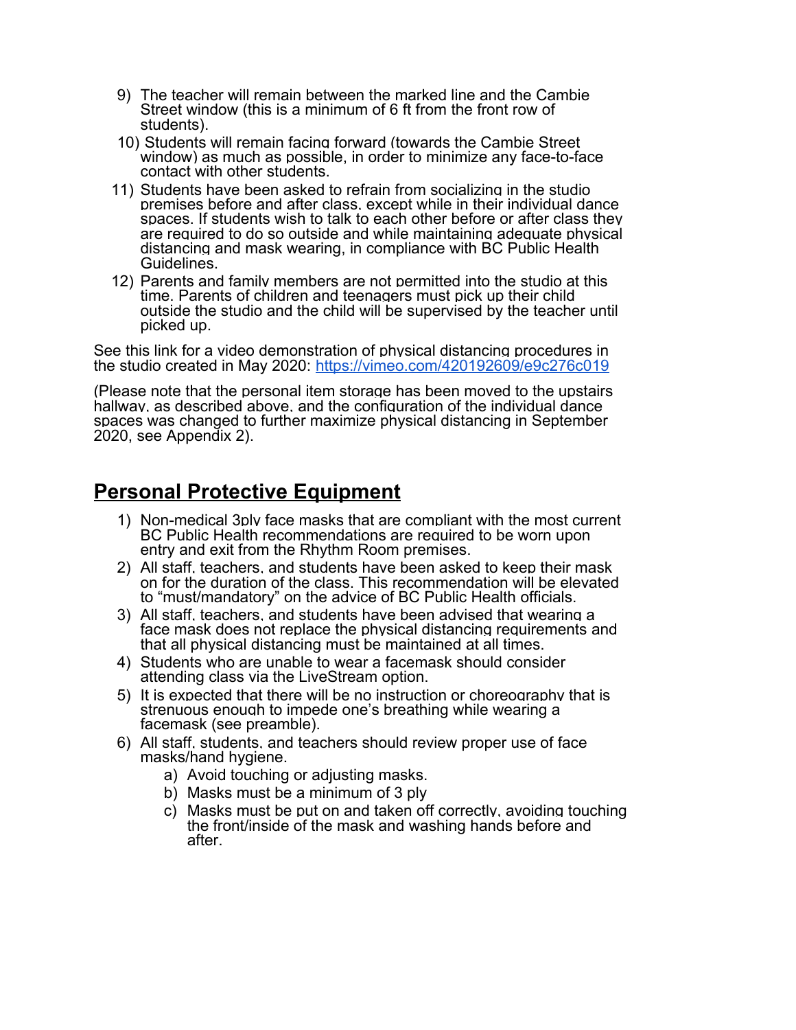9) The teacher will remain between the marked line and the Cambie Street window (this is a minimum of 6 ft from the front row of students).
10) Students will remain facing forward (towards the Cambie Street window) as much as possible, in order to minimize any face-to-face contact with other students.
11) Students have been asked to refrain from socializing in the studio premises before and after class, except while in their individual dance spaces. If students wish to talk to each other before or after class they are required to do so outside and while maintaining adequate physical distancing and mask wearing, in compliance with BC Public Health Guidelines.
12) Parents and family members are not permitted into the studio at this time. Parents of children and teenagers must pick up their child outside the studio and the child will be supervised by the teacher until picked up.

See this link for a video demonstration of physical distancing procedures in the studio created in May 2020: https://vimeo.com/420192609/e9c276c019

(Please note that the personal item storage has been moved to the upstairs hallway, as described above, and the configuration of the individual dance spaces was changed to further maximize physical distancing in September 2020, see Appendix 2).

## Personal Protective Equipment

1) Non-medical 3ply face masks that are compliant with the most current BC Public Health recommendations are required to be worn upon entry and exit from the Rhythm Room premises.
2) All staff, teachers, and students have been asked to keep their mask on for the duration of the class. This recommendation will be elevated to "must/mandatory" on the advice of BC Public Health officials.
3) All staff, teachers, and students have been advised that wearing a face mask does not replace the physical distancing requirements and that all physical distancing must be maintained at all times.
4) Students who are unable to wear a facemask should consider attending class via the LiveStream option.
5) It is expected that there will be no instruction or choreography that is strenuous enough to impede one's breathing while wearing a facemask (see preamble).
6) All staff, students, and teachers should review proper use of face masks/hand hygiene.
   a) Avoid touching or adjusting masks.
   b) Masks must be a minimum of 3 ply
   c) Masks must be put on and taken off correctly, avoiding touching the front/inside of the mask and washing hands before and after.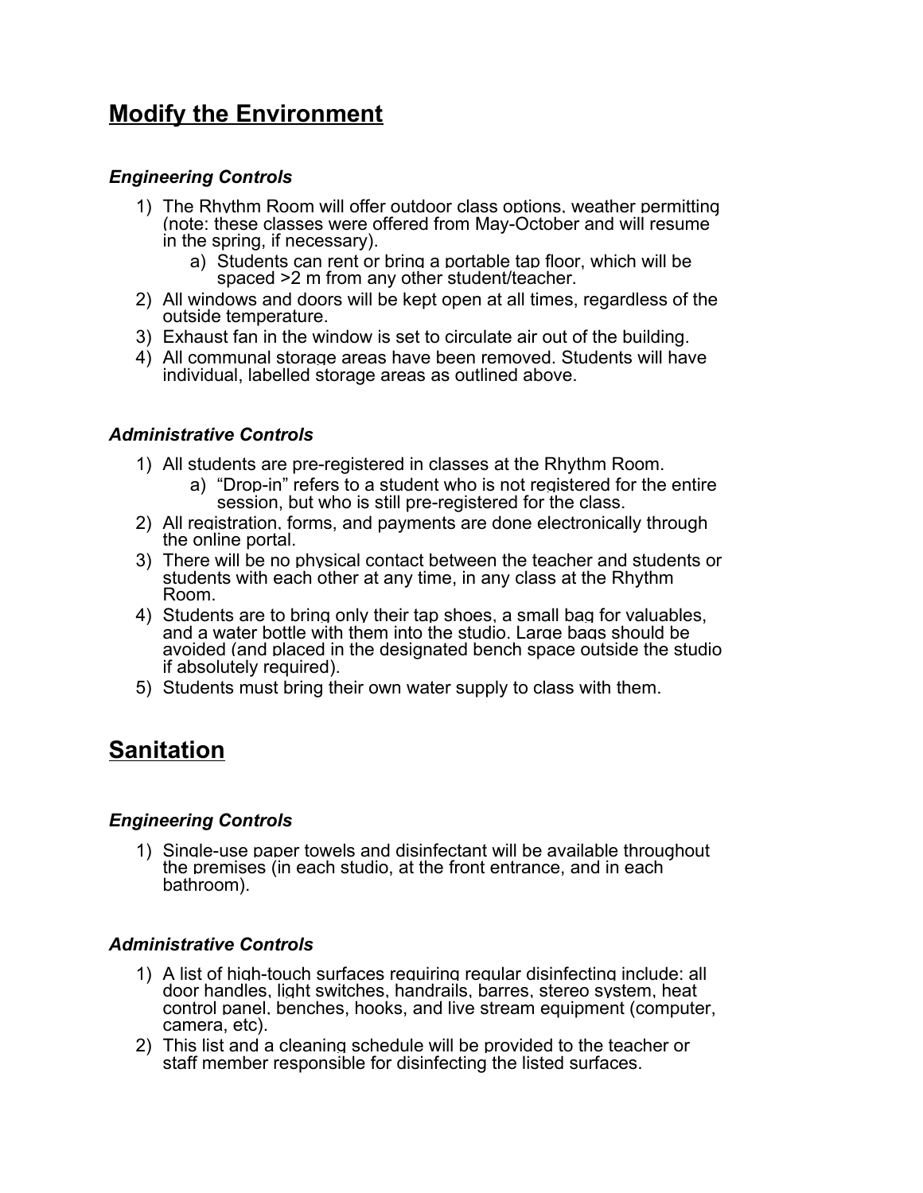## Modify the Environment

### *Engineering Controls*

1) The Rhythm Room will offer outdoor class options, weather permitting (note: these classes were offered from May-October and will resume in the spring, if necessary).
    a) Students can rent or bring a portable tap floor, which will be spaced >2 m from any other student/teacher.
2) All windows and doors will be kept open at all times, regardless of the outside temperature.
3) Exhaust fan in the window is set to circulate air out of the building.
4) All communal storage areas have been removed. Students will have individual, labelled storage areas as outlined above.

### *Administrative Controls*

1) All students are pre-registered in classes at the Rhythm Room.
    a) "Drop-in" refers to a student who is not registered for the entire session, but who is still pre-registered for the class.
2) All registration, forms, and payments are done electronically through the online portal.
3) There will be no physical contact between the teacher and students or students with each other at any time, in any class at the Rhythm Room.
4) Students are to bring only their tap shoes, a small bag for valuables, and a water bottle with them into the studio. Large bags should be avoided (and placed in the designated bench space outside the studio if absolutely required).
5) Students must bring their own water supply to class with them.

## Sanitation

### *Engineering Controls*

1) Single-use paper towels and disinfectant will be available throughout the premises (in each studio, at the front entrance, and in each bathroom).

### *Administrative Controls*

1) A list of high-touch surfaces requiring regular disinfecting include: all door handles, light switches, handrails, barres, stereo system, heat control panel, benches, hooks, and live stream equipment (computer, camera, etc).
2) This list and a cleaning schedule will be provided to the teacher or staff member responsible for disinfecting the listed surfaces.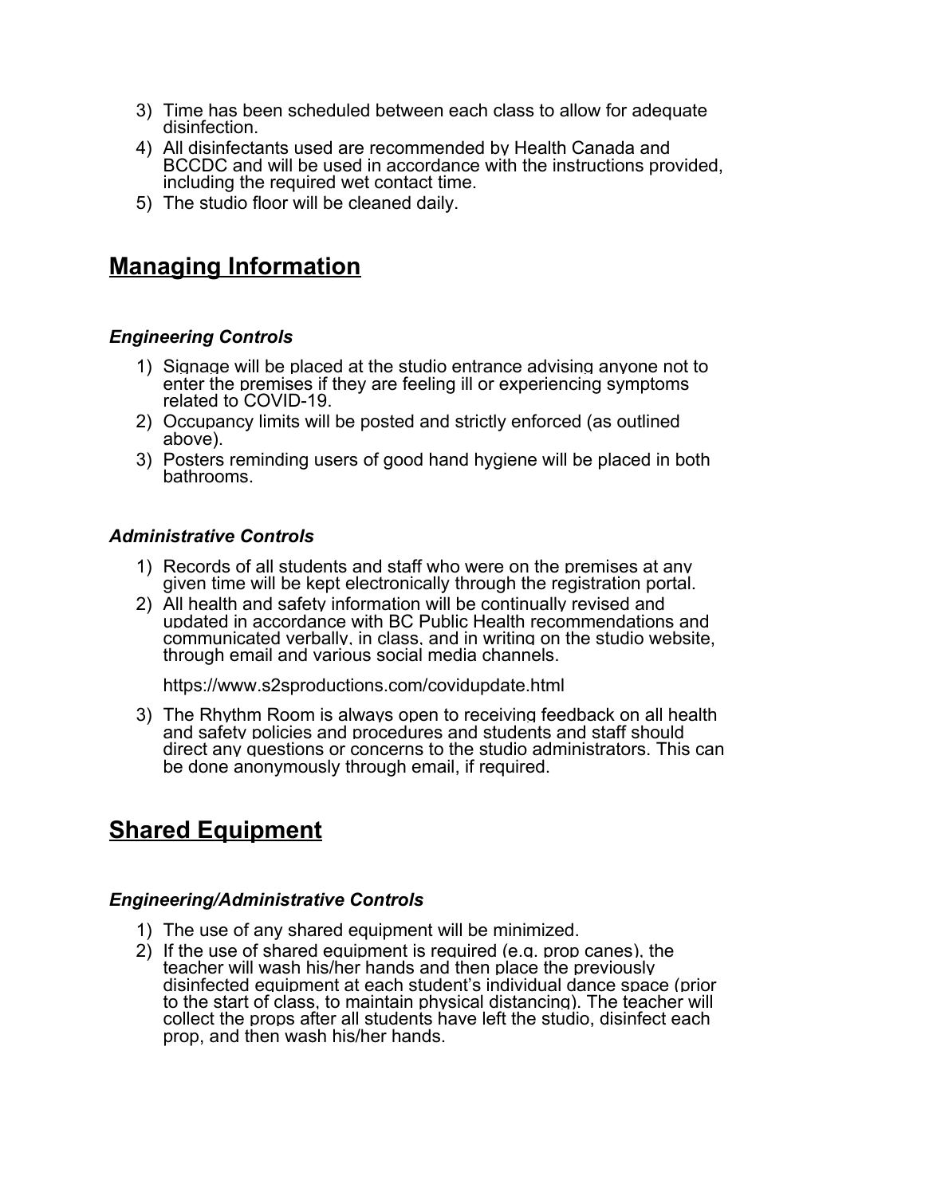3) Time has been scheduled between each class to allow for adequate disinfection.
4) All disinfectants used are recommended by Health Canada and BCCDC and will be used in accordance with the instructions provided, including the required wet contact time.
5) The studio floor will be cleaned daily.

## **Managing Information**

### ***Engineering Controls***

1) Signage will be placed at the studio entrance advising anyone not to enter the premises if they are feeling ill or experiencing symptoms related to COVID-19.
2) Occupancy limits will be posted and strictly enforced (as outlined above).
3) Posters reminding users of good hand hygiene will be placed in both bathrooms.

### ***Administrative Controls***

1) Records of all students and staff who were on the premises at any given time will be kept electronically through the registration portal.
2) All health and safety information will be continually revised and updated in accordance with BC Public Health recommendations and communicated verbally, in class, and in writing on the studio website, through email and various social media channels.

   https://www.s2sproductions.com/covidupdate.html

3) The Rhythm Room is always open to receiving feedback on all health and safety policies and procedures and students and staff should direct any questions or concerns to the studio administrators. This can be done anonymously through email, if required.

## **Shared Equipment**

### ***Engineering/Administrative Controls***

1) The use of any shared equipment will be minimized.
2) If the use of shared equipment is required (e.g. prop canes), the teacher will wash his/her hands and then place the previously disinfected equipment at each student's individual dance space (prior to the start of class, to maintain physical distancing). The teacher will collect the props after all students have left the studio, disinfect each prop, and then wash his/her hands.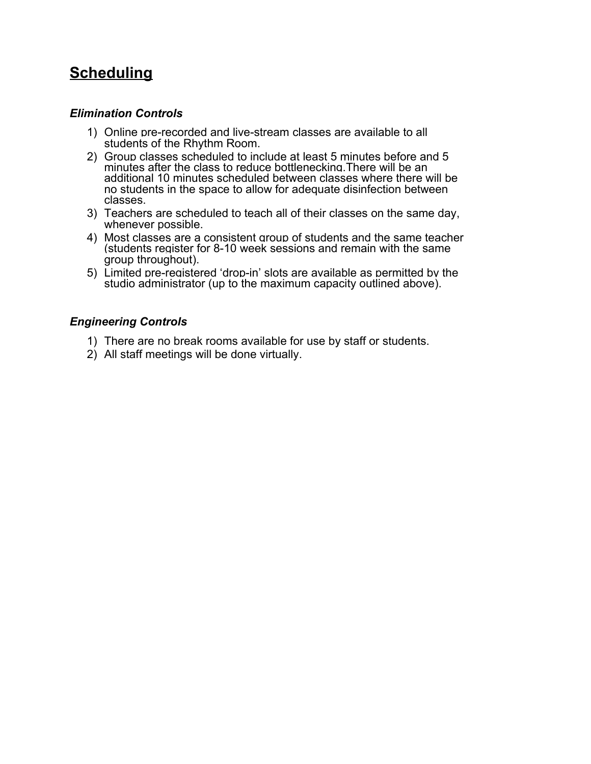## Scheduling

***Elimination Controls***

1) Online pre-recorded and live-stream classes are available to all students of the Rhythm Room.
2) Group classes scheduled to include at least 5 minutes before and 5 minutes after the class to reduce bottlenecking.There will be an additional 10 minutes scheduled between classes where there will be no students in the space to allow for adequate disinfection between classes.
3) Teachers are scheduled to teach all of their classes on the same day, whenever possible.
4) Most classes are a consistent group of students and the same teacher (students register for 8-10 week sessions and remain with the same group throughout).
5) Limited pre-registered 'drop-in' slots are available as permitted by the studio administrator (up to the maximum capacity outlined above).

***Engineering Controls***

1) There are no break rooms available for use by staff or students.
2) All staff meetings will be done virtually.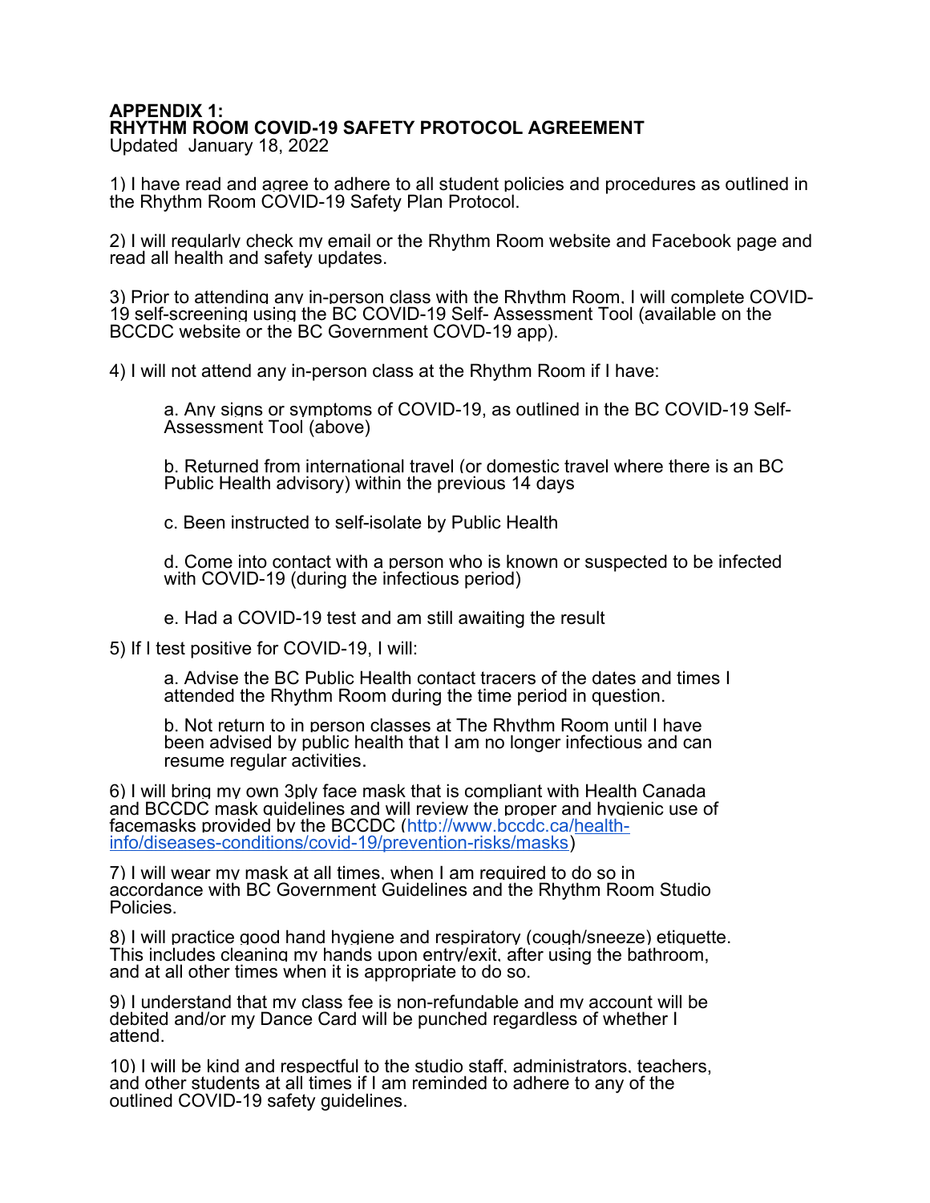# APPENDIX 1:
# RHYTHM ROOM COVID-19 SAFETY PROTOCOL AGREEMENT

Updated January 18, 2022

1) I have read and agree to adhere to all student policies and procedures as outlined in the Rhythm Room COVID-19 Safety Plan Protocol.

2) I will regularly check my email or the Rhythm Room website and Facebook page and read all health and safety updates.

3) Prior to attending any in-person class with the Rhythm Room, I will complete COVID-19 self-screening using the BC COVID-19 Self- Assessment Tool (available on the BCCDC website or the BC Government COVD-19 app).

4) I will not attend any in-person class at the Rhythm Room if I have:

   a. Any signs or symptoms of COVID-19, as outlined in the BC COVID-19 Self-Assessment Tool (above)

   b. Returned from international travel (or domestic travel where there is an BC Public Health advisory) within the previous 14 days

   c. Been instructed to self-isolate by Public Health

   d. Come into contact with a person who is known or suspected to be infected with COVID-19 (during the infectious period)

   e. Had a COVID-19 test and am still awaiting the result

5) If I test positive for COVID-19, I will:

   a. Advise the BC Public Health contact tracers of the dates and times I attended the Rhythm Room during the time period in question.

   b. Not return to in person classes at The Rhythm Room until I have been advised by public health that I am no longer infectious and can resume regular activities.

6) I will bring my own 3ply face mask that is compliant with Health Canada and BCCDC mask guidelines and will review the proper and hygienic use of facemasks provided by the BCCDC (http://www.bccdc.ca/health-info/diseases-conditions/covid-19/prevention-risks/masks)

7) I will wear my mask at all times, when I am required to do so in accordance with BC Government Guidelines and the Rhythm Room Studio Policies.

8) I will practice good hand hygiene and respiratory (cough/sneeze) etiquette. This includes cleaning my hands upon entry/exit, after using the bathroom, and at all other times when it is appropriate to do so.

9) I understand that my class fee is non-refundable and my account will be debited and/or my Dance Card will be punched regardless of whether I attend.

10) I will be kind and respectful to the studio staff, administrators, teachers, and other students at all times if I am reminded to adhere to any of the outlined COVID-19 safety guidelines.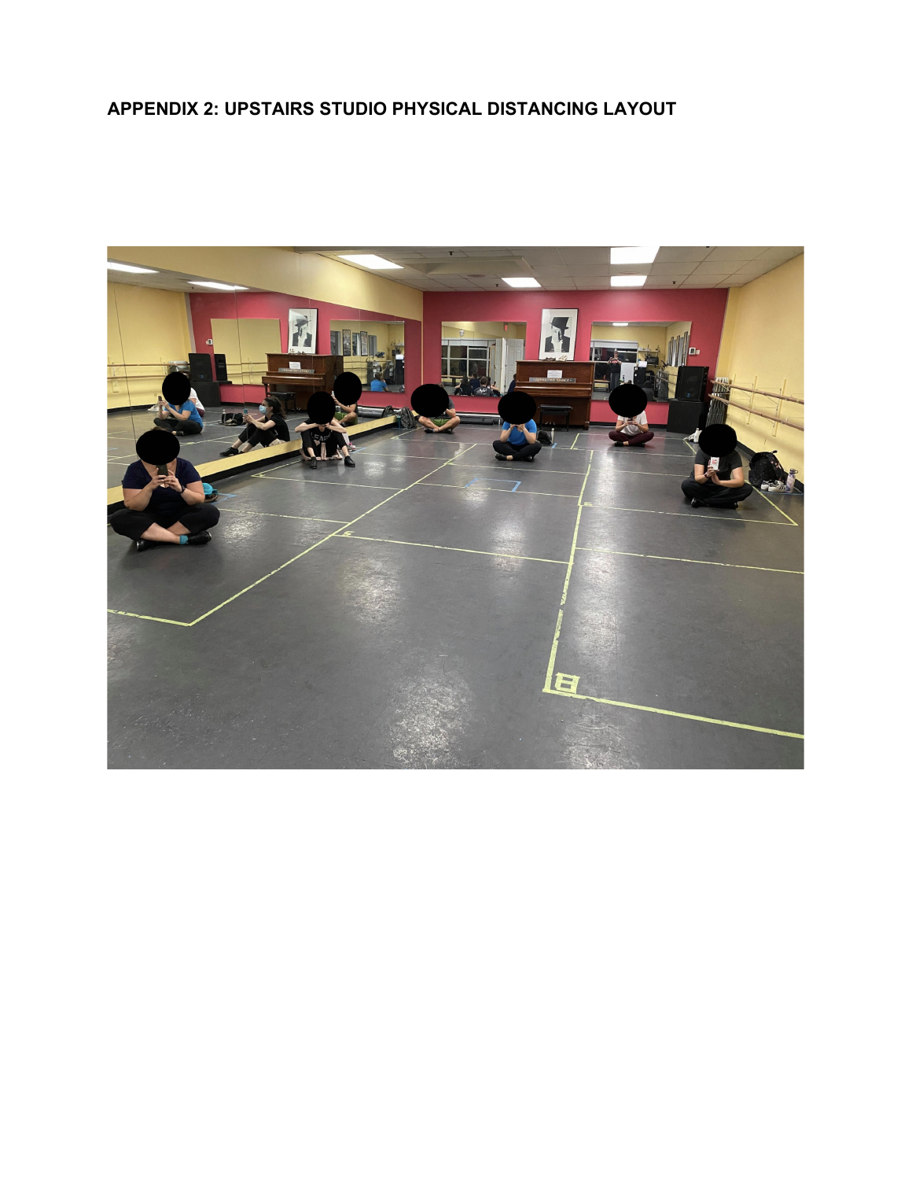**APPENDIX 2: UPSTAIRS STUDIO PHYSICAL DISTANCING LAYOUT**